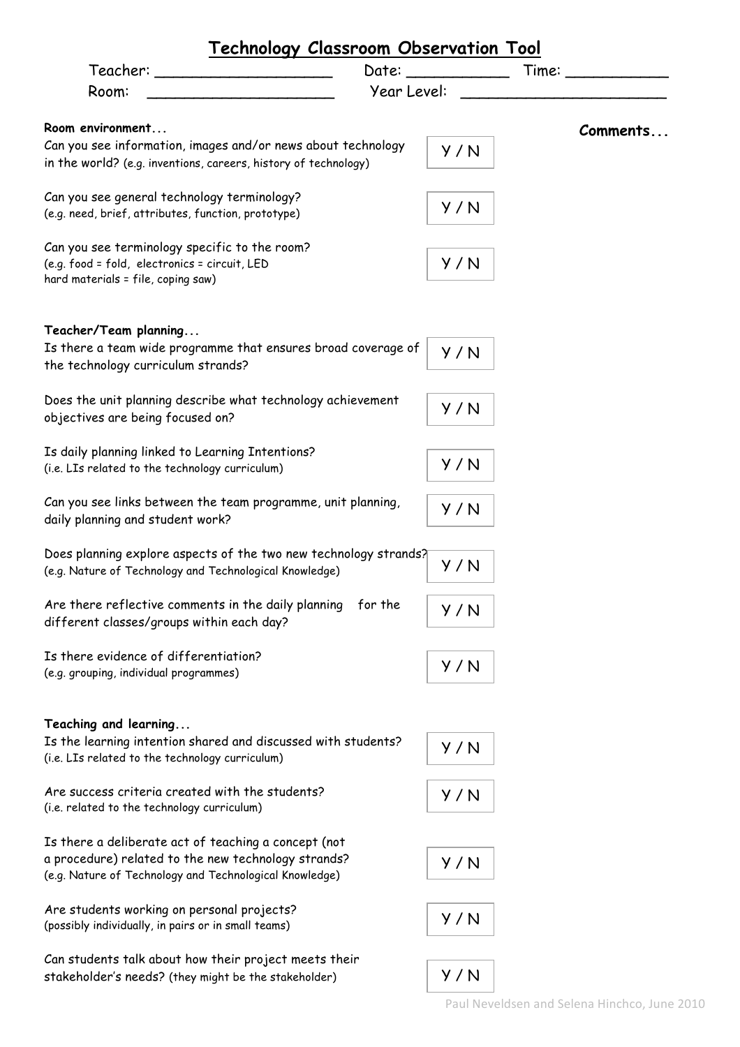# Technology Classroom Observation Tool

Teacher: ____________________ Date: ___________ Time: ___________

Room: _____________________ Year Level: ________________________

| **Room environment...** | | **Comments...** |
|---|---|---|
| Can you see information, images and/or news about technology in the world? (e.g. inventions, careers, history of technology) | Y / N | |
| Can you see general technology terminology? (e.g. need, brief, attributes, function, prototype) | Y / N | |
| Can you see terminology specific to the room? (e.g. food = fold, electronics = circuit, LED hard materials = file, coping saw) | Y / N | |
| **Teacher/Team planning...** | | |
| Is there a team wide programme that ensures broad coverage of the technology curriculum strands? | Y / N | |
| Does the unit planning describe what technology achievement objectives are being focused on? | Y / N | |
| Is daily planning linked to Learning Intentions? (i.e. LIs related to the technology curriculum) | Y / N | |
| Can you see links between the team programme, unit planning, daily planning and student work? | Y / N | |
| Does planning explore aspects of the two new technology strands? (e.g. Nature of Technology and Technological Knowledge) | Y / N | |
| Are there reflective comments in the daily planning for the different classes/groups within each day? | Y / N | |
| Is there evidence of differentiation? (e.g. grouping, individual programmes) | Y / N | |
| **Teaching and learning...** | | |
| Is the learning intention shared and discussed with students? (i.e. LIs related to the technology curriculum) | Y / N | |
| Are success criteria created with the students? (i.e. related to the technology curriculum) | Y / N | |
| Is there a deliberate act of teaching a concept (not a procedure) related to the new technology strands? (e.g. Nature of Technology and Technological Knowledge) | Y / N | |
| Are students working on personal projects? (possibly individually, in pairs or in small teams) | Y / N | |
| Can students talk about how their project meets their stakeholder's needs? (they might be the stakeholder) | Y / N | |

Paul Neveldsen and Selena Hinchco, June 2010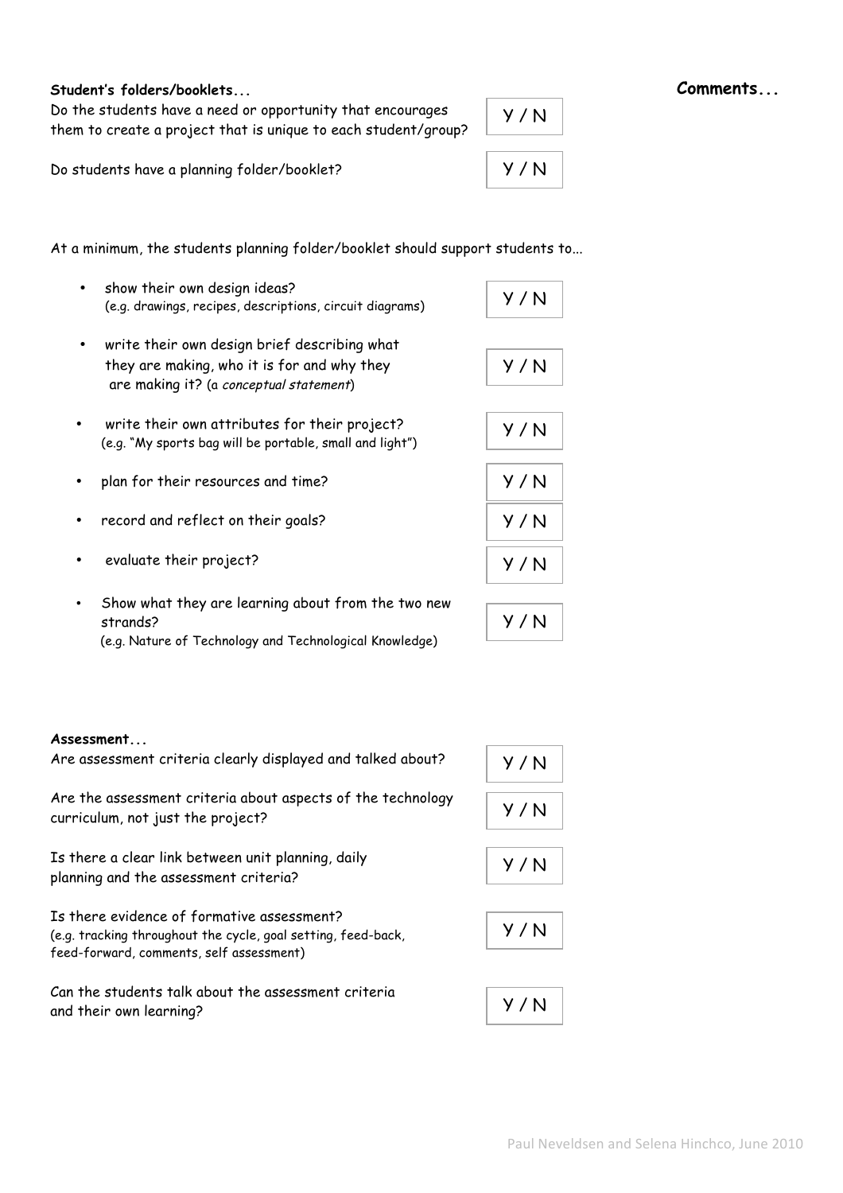**Student's folders/booklets...**

**Comments...**

| | |
|---|---|
| Do the students have a need or opportunity that encourages them to create a project that is unique to each student/group? | Y / N |
| Do students have a planning folder/booklet? | Y / N |

At a minimum, the students planning folder/booklet should support students to...

| | |
|---|---|
| • show their own design ideas? (e.g. drawings, recipes, descriptions, circuit diagrams) | Y / N |
| • write their own design brief describing what they are making, who it is for and why they are making it? (a *conceptual statement*) | Y / N |
| • write their own attributes for their project? (e.g. "My sports bag will be portable, small and light") | Y / N |
| • plan for their resources and time? | Y / N |
| • record and reflect on their goals? | Y / N |
| • evaluate their project? | Y / N |
| • Show what they are learning about from the two new strands? (e.g. Nature of Technology and Technological Knowledge) | Y / N |

**Assessment...**

| | |
|---|---|
| Are assessment criteria clearly displayed and talked about? | Y / N |
| Are the assessment criteria about aspects of the technology curriculum, not just the project? | Y / N |
| Is there a clear link between unit planning, daily planning and the assessment criteria? | Y / N |
| Is there evidence of formative assessment? (e.g. tracking throughout the cycle, goal setting, feed-back, feed-forward, comments, self assessment) | Y / N |
| Can the students talk about the assessment criteria and their own learning? | Y / N |

Paul Neveldsen and Selena Hinchco, June 2010